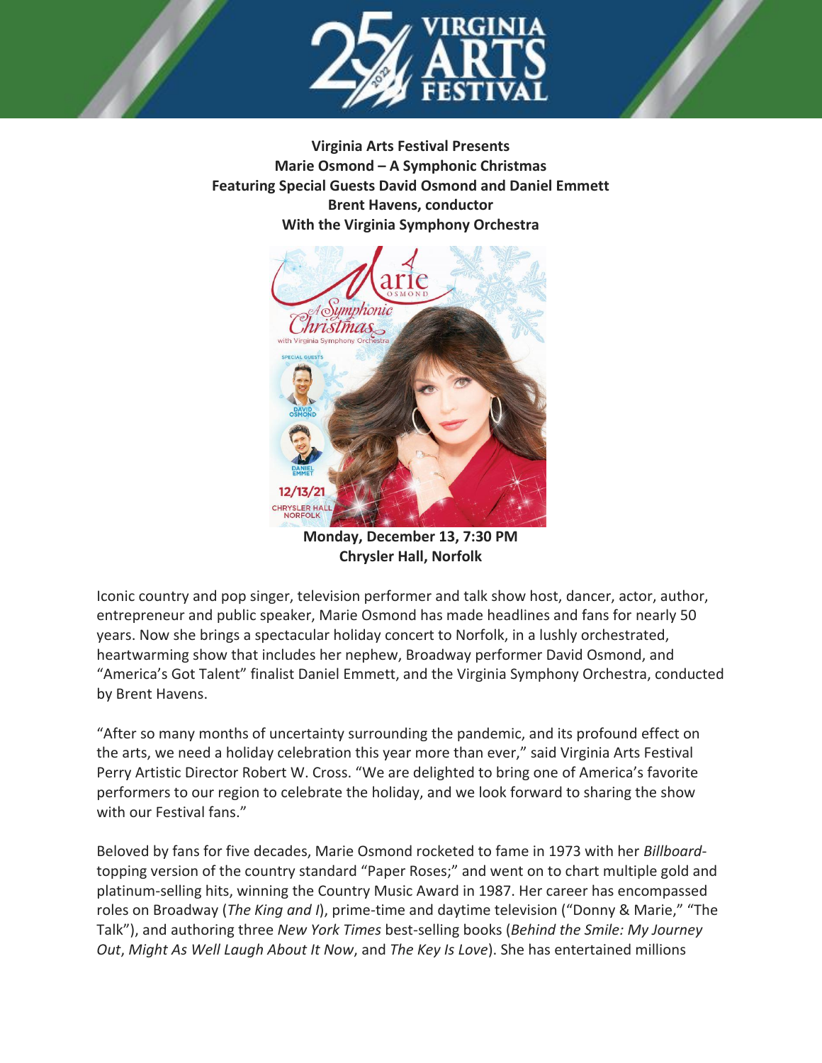**Virginia Arts Festival Presents**
**Marie Osmond – A Symphonic Christmas**
**Featuring Special Guests David Osmond and Daniel Emmett**
**Brent Havens, conductor**
**With the Virginia Symphony Orchestra**

**Monday, December 13, 7:30 PM**
**Chrysler Hall, Norfolk**

Iconic country and pop singer, television performer and talk show host, dancer, actor, author, entrepreneur and public speaker, Marie Osmond has made headlines and fans for nearly 50 years. Now she brings a spectacular holiday concert to Norfolk, in a lushly orchestrated, heartwarming show that includes her nephew, Broadway performer David Osmond, and "America's Got Talent" finalist Daniel Emmett, and the Virginia Symphony Orchestra, conducted by Brent Havens.

"After so many months of uncertainty surrounding the pandemic, and its profound effect on the arts, we need a holiday celebration this year more than ever," said Virginia Arts Festival Perry Artistic Director Robert W. Cross. "We are delighted to bring one of America's favorite performers to our region to celebrate the holiday, and we look forward to sharing the show with our Festival fans."

Beloved by fans for five decades, Marie Osmond rocketed to fame in 1973 with her *Billboard*-topping version of the country standard "Paper Roses;" and went on to chart multiple gold and platinum-selling hits, winning the Country Music Award in 1987. Her career has encompassed roles on Broadway (*The King and I*), prime-time and daytime television ("Donny & Marie," "The Talk"), and authoring three *New York Times* best-selling books (*Behind the Smile: My Journey Out*, *Might As Well Laugh About It Now*, and *The Key Is Love*). She has entertained millions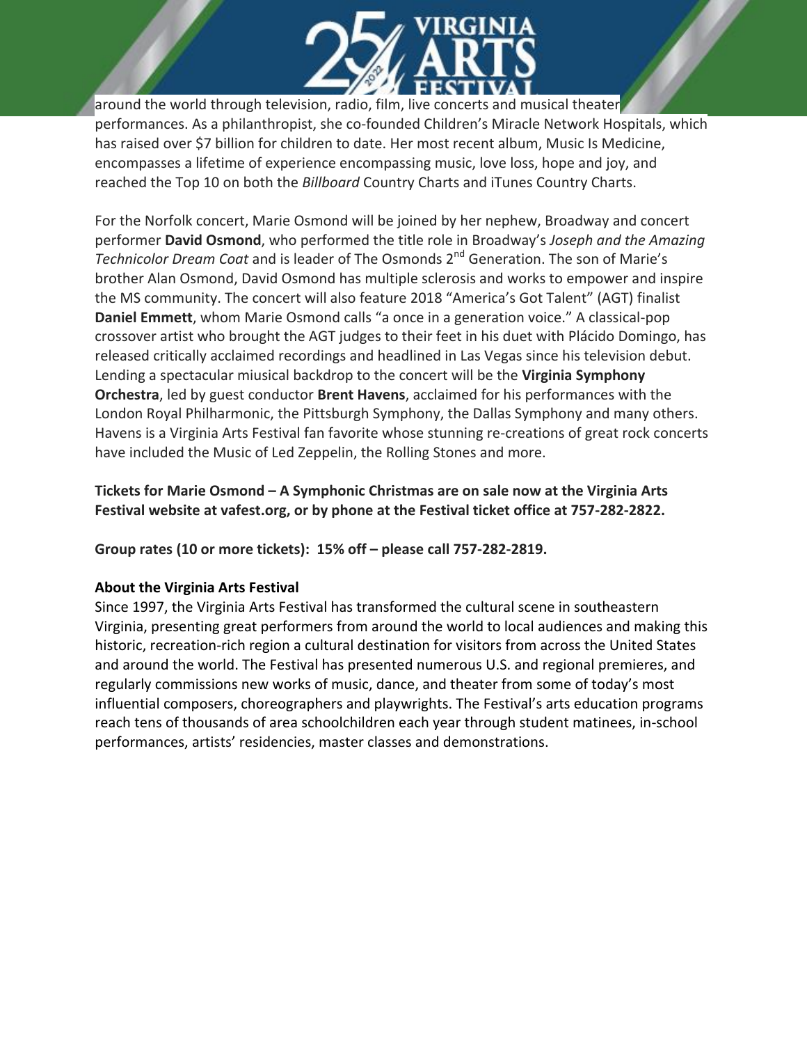around the world through television, radio, film, live concerts and musical theater performances. As a philanthropist, she co-founded Children's Miracle Network Hospitals, which has raised over $7 billion for children to date. Her most recent album, Music Is Medicine, encompasses a lifetime of experience encompassing music, love loss, hope and joy, and reached the Top 10 on both the *Billboard* Country Charts and iTunes Country Charts.

For the Norfolk concert, Marie Osmond will be joined by her nephew, Broadway and concert performer **David Osmond**, who performed the title role in Broadway's *Joseph and the Amazing Technicolor Dream Coat* and is leader of The Osmonds 2nd Generation. The son of Marie's brother Alan Osmond, David Osmond has multiple sclerosis and works to empower and inspire the MS community. The concert will also feature 2018 "America's Got Talent" (AGT) finalist **Daniel Emmett**, whom Marie Osmond calls "a once in a generation voice." A classical-pop crossover artist who brought the AGT judges to their feet in his duet with Plácido Domingo, has released critically acclaimed recordings and headlined in Las Vegas since his television debut. Lending a spectacular miusical backdrop to the concert will be the **Virginia Symphony Orchestra**, led by guest conductor **Brent Havens**, acclaimed for his performances with the London Royal Philharmonic, the Pittsburgh Symphony, the Dallas Symphony and many others. Havens is a Virginia Arts Festival fan favorite whose stunning re-creations of great rock concerts have included the Music of Led Zeppelin, the Rolling Stones and more.

**Tickets for Marie Osmond – A Symphonic Christmas are on sale now at the Virginia Arts Festival website at vafest.org, or by phone at the Festival ticket office at 757-282-2822.**

**Group rates (10 or more tickets): 15% off – please call 757-282-2819.**

**About the Virginia Arts Festival**

Since 1997, the Virginia Arts Festival has transformed the cultural scene in southeastern Virginia, presenting great performers from around the world to local audiences and making this historic, recreation-rich region a cultural destination for visitors from across the United States and around the world. The Festival has presented numerous U.S. and regional premieres, and regularly commissions new works of music, dance, and theater from some of today's most influential composers, choreographers and playwrights. The Festival's arts education programs reach tens of thousands of area schoolchildren each year through student matinees, in-school performances, artists' residencies, master classes and demonstrations.